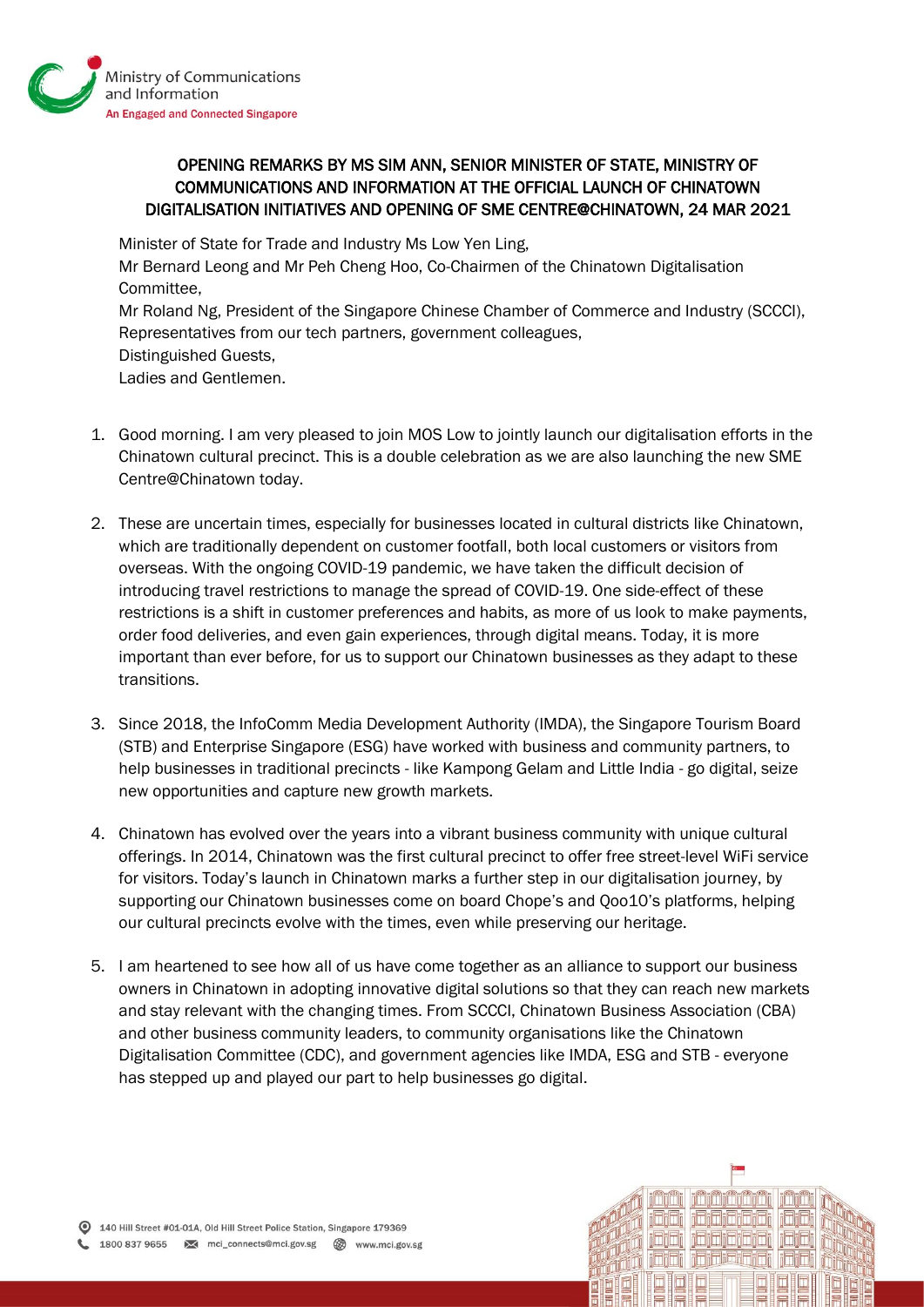# OPENING REMARKS BY MS SIM ANN, SENIOR MINISTER OF STATE, MINISTRY OF COMMUNICATIONS AND INFORMATION AT THE OFFICIAL LAUNCH OF CHINATOWN DIGITALISATION INITIATIVES AND OPENING OF SME CENTRE@CHINATOWN, 24 MAR 2021

Minister of State for Trade and Industry Ms Low Yen Ling,
Mr Bernard Leong and Mr Peh Cheng Hoo, Co-Chairmen of the Chinatown Digitalisation Committee,
Mr Roland Ng, President of the Singapore Chinese Chamber of Commerce and Industry (SCCCI),
Representatives from our tech partners, government colleagues,
Distinguished Guests,
Ladies and Gentlemen.

1. Good morning. I am very pleased to join MOS Low to jointly launch our digitalisation efforts in the Chinatown cultural precinct. This is a double celebration as we are also launching the new SME Centre@Chinatown today.

2. These are uncertain times, especially for businesses located in cultural districts like Chinatown, which are traditionally dependent on customer footfall, both local customers or visitors from overseas. With the ongoing COVID-19 pandemic, we have taken the difficult decision of introducing travel restrictions to manage the spread of COVID-19. One side-effect of these restrictions is a shift in customer preferences and habits, as more of us look to make payments, order food deliveries, and even gain experiences, through digital means. Today, it is more important than ever before, for us to support our Chinatown businesses as they adapt to these transitions.

3. Since 2018, the InfoComm Media Development Authority (IMDA), the Singapore Tourism Board (STB) and Enterprise Singapore (ESG) have worked with business and community partners, to help businesses in traditional precincts - like Kampong Gelam and Little India - go digital, seize new opportunities and capture new growth markets.

4. Chinatown has evolved over the years into a vibrant business community with unique cultural offerings. In 2014, Chinatown was the first cultural precinct to offer free street-level WiFi service for visitors. Today's launch in Chinatown marks a further step in our digitalisation journey, by supporting our Chinatown businesses come on board Chope's and Qoo10's platforms, helping our cultural precincts evolve with the times, even while preserving our heritage.

5. I am heartened to see how all of us have come together as an alliance to support our business owners in Chinatown in adopting innovative digital solutions so that they can reach new markets and stay relevant with the changing times. From SCCCI, Chinatown Business Association (CBA) and other business community leaders, to community organisations like the Chinatown Digitalisation Committee (CDC), and government agencies like IMDA, ESG and STB - everyone has stepped up and played our part to help businesses go digital.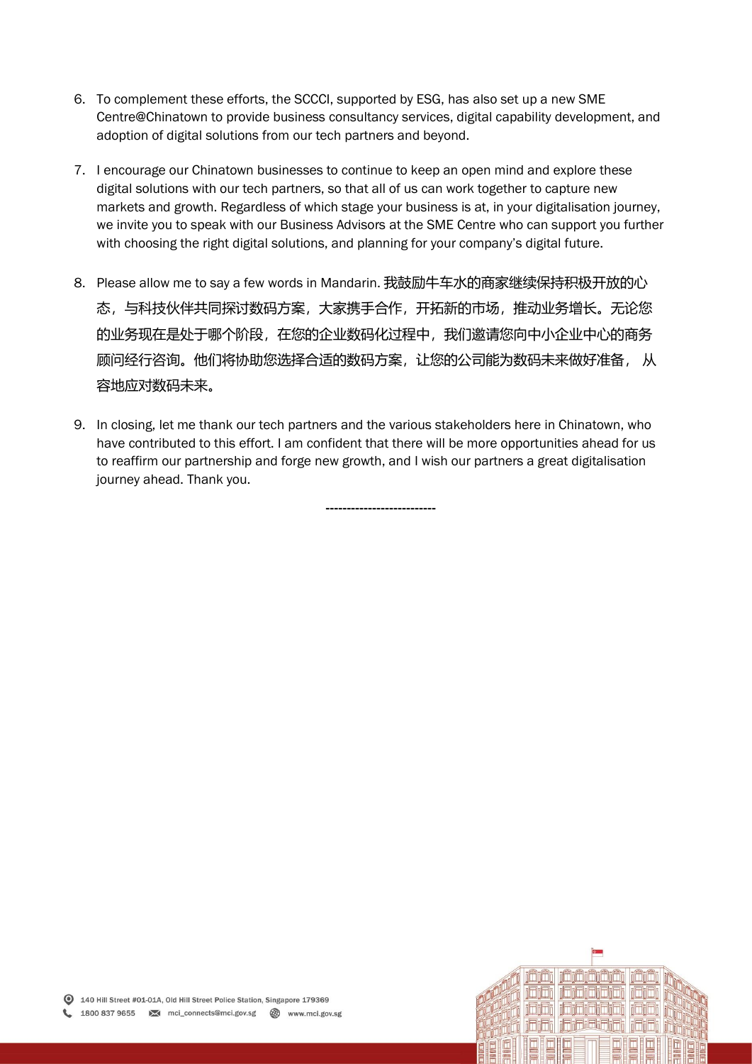6. To complement these efforts, the SCCCI, supported by ESG, has also set up a new SME Centre@Chinatown to provide business consultancy services, digital capability development, and adoption of digital solutions from our tech partners and beyond.

7. I encourage our Chinatown businesses to continue to keep an open mind and explore these digital solutions with our tech partners, so that all of us can work together to capture new markets and growth. Regardless of which stage your business is at, in your digitalisation journey, we invite you to speak with our Business Advisors at the SME Centre who can support you further with choosing the right digital solutions, and planning for your company's digital future.

8. Please allow me to say a few words in Mandarin. 我鼓励牛车水的商家继续保持积极开放的心态，与科技伙伴共同探讨数码方案，大家携手合作，开拓新的市场，推动业务增长。无论您的业务现在是处于哪个阶段，在您的企业数码化过程中，我们邀请您向中小企业中心的商务顾问经行咨询。他们将协助您选择合适的数码方案，让您的公司能为数码未来做好准备， 从容地应对数码未来。

9. In closing, let me thank our tech partners and the various stakeholders here in Chinatown, who have contributed to this effort. I am confident that there will be more opportunities ahead for us to reaffirm our partnership and forge new growth, and I wish our partners a great digitalisation journey ahead. Thank you.

--------------------------